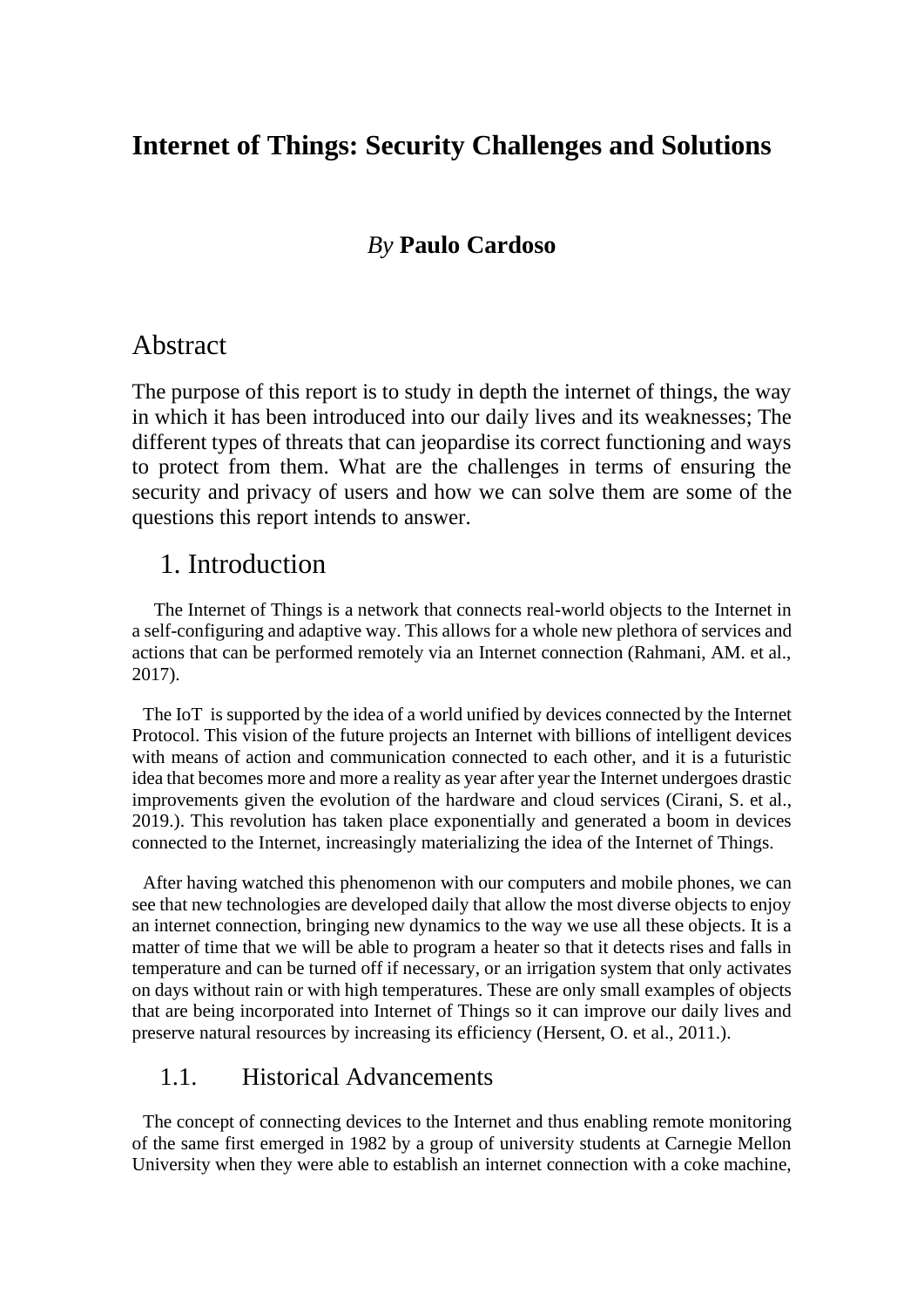# Internet of Things: Security Challenges and Solutions

*By* **Paulo Cardoso**

## Abstract

The purpose of this report is to study in depth the internet of things, the way in which it has been introduced into our daily lives and its weaknesses; The different types of threats that can jeopardise its correct functioning and ways to protect from them. What are the challenges in terms of ensuring the security and privacy of users and how we can solve them are some of the questions this report intends to answer.

## 1. Introduction

The Internet of Things is a network that connects real-world objects to the Internet in a self-configuring and adaptive way. This allows for a whole new plethora of services and actions that can be performed remotely via an Internet connection (Rahmani, AM. et al., 2017).

The IoT is supported by the idea of a world unified by devices connected by the Internet Protocol. This vision of the future projects an Internet with billions of intelligent devices with means of action and communication connected to each other, and it is a futuristic idea that becomes more and more a reality as year after year the Internet undergoes drastic improvements given the evolution of the hardware and cloud services (Cirani, S. et al., 2019.). This revolution has taken place exponentially and generated a boom in devices connected to the Internet, increasingly materializing the idea of the Internet of Things.

After having watched this phenomenon with our computers and mobile phones, we can see that new technologies are developed daily that allow the most diverse objects to enjoy an internet connection, bringing new dynamics to the way we use all these objects. It is a matter of time that we will be able to program a heater so that it detects rises and falls in temperature and can be turned off if necessary, or an irrigation system that only activates on days without rain or with high temperatures. These are only small examples of objects that are being incorporated into Internet of Things so it can improve our daily lives and preserve natural resources by increasing its efficiency (Hersent, O. et al., 2011.).

### 1.1. Historical Advancements

The concept of connecting devices to the Internet and thus enabling remote monitoring of the same first emerged in 1982 by a group of university students at Carnegie Mellon University when they were able to establish an internet connection with a coke machine,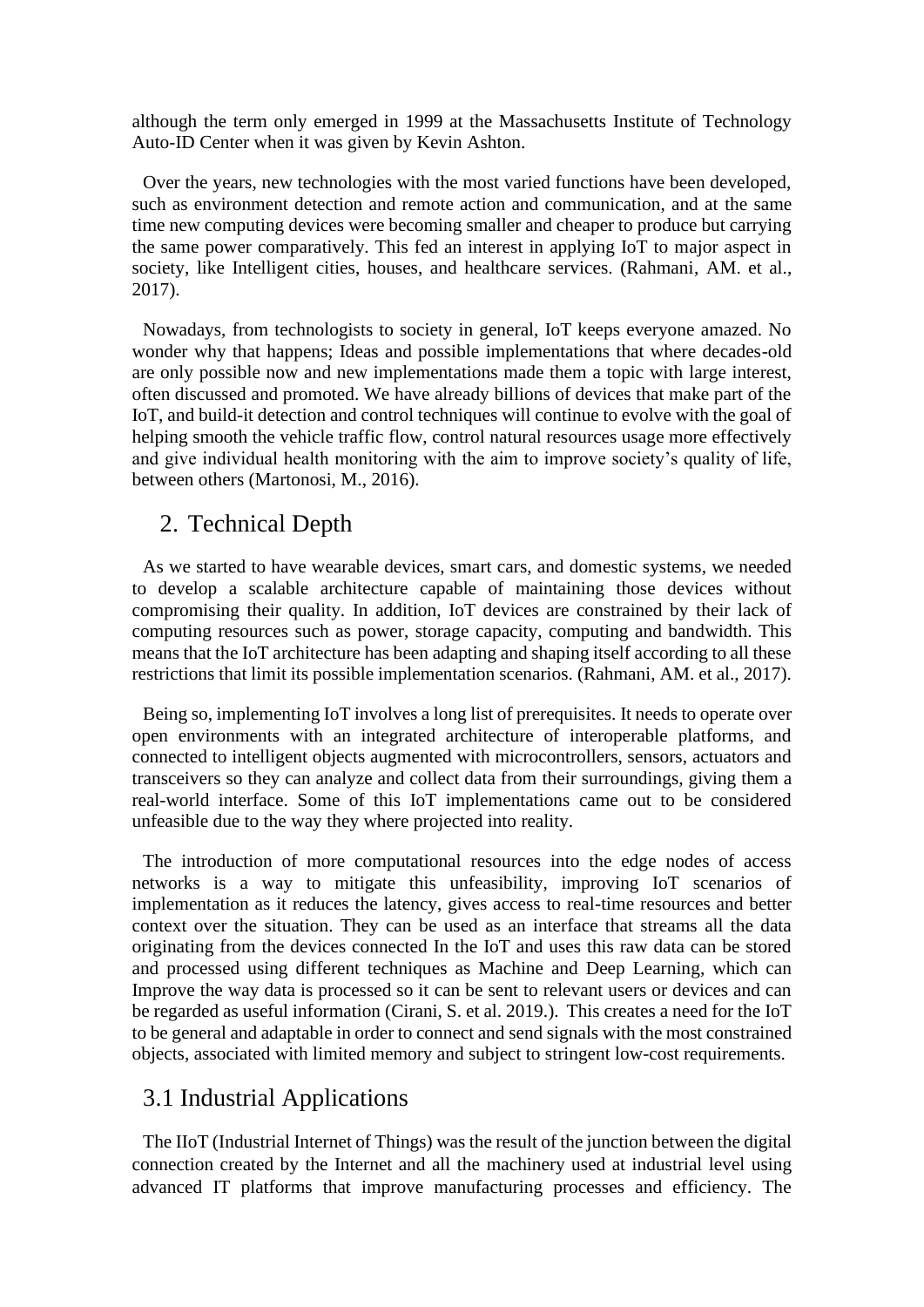although the term only emerged in 1999 at the Massachusetts Institute of Technology Auto-ID Center when it was given by Kevin Ashton.

Over the years, new technologies with the most varied functions have been developed, such as environment detection and remote action and communication, and at the same time new computing devices were becoming smaller and cheaper to produce but carrying the same power comparatively. This fed an interest in applying IoT to major aspect in society, like Intelligent cities, houses, and healthcare services. (Rahmani, AM. et al., 2017).

Nowadays, from technologists to society in general, IoT keeps everyone amazed. No wonder why that happens; Ideas and possible implementations that where decades-old are only possible now and new implementations made them a topic with large interest, often discussed and promoted. We have already billions of devices that make part of the IoT, and build-it detection and control techniques will continue to evolve with the goal of helping smooth the vehicle traffic flow, control natural resources usage more effectively and give individual health monitoring with the aim to improve society's quality of life, between others (Martonosi, M., 2016).

## 2. Technical Depth

As we started to have wearable devices, smart cars, and domestic systems, we needed to develop a scalable architecture capable of maintaining those devices without compromising their quality. In addition, IoT devices are constrained by their lack of computing resources such as power, storage capacity, computing and bandwidth. This means that the IoT architecture has been adapting and shaping itself according to all these restrictions that limit its possible implementation scenarios. (Rahmani, AM. et al., 2017).

Being so, implementing IoT involves a long list of prerequisites. It needs to operate over open environments with an integrated architecture of interoperable platforms, and connected to intelligent objects augmented with microcontrollers, sensors, actuators and transceivers so they can analyze and collect data from their surroundings, giving them a real-world interface. Some of this IoT implementations came out to be considered unfeasible due to the way they where projected into reality.

The introduction of more computational resources into the edge nodes of access networks is a way to mitigate this unfeasibility, improving IoT scenarios of implementation as it reduces the latency, gives access to real-time resources and better context over the situation. They can be used as an interface that streams all the data originating from the devices connected In the IoT and uses this raw data can be stored and processed using different techniques as Machine and Deep Learning, which can Improve the way data is processed so it can be sent to relevant users or devices and can be regarded as useful information (Cirani, S. et al. 2019.). This creates a need for the IoT to be general and adaptable in order to connect and send signals with the most constrained objects, associated with limited memory and subject to stringent low-cost requirements.

## 3.1 Industrial Applications

The IIoT (Industrial Internet of Things) was the result of the junction between the digital connection created by the Internet and all the machinery used at industrial level using advanced IT platforms that improve manufacturing processes and efficiency. The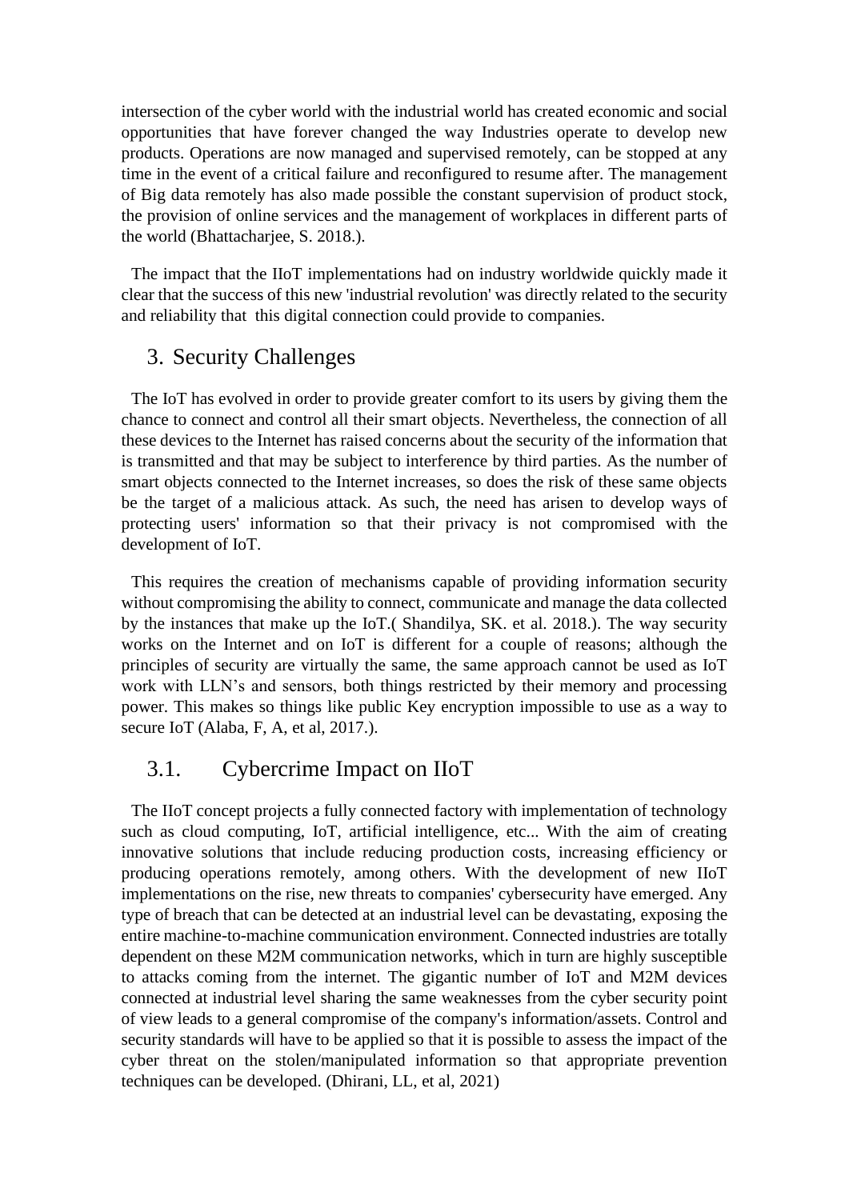intersection of the cyber world with the industrial world has created economic and social opportunities that have forever changed the way Industries operate to develop new products. Operations are now managed and supervised remotely, can be stopped at any time in the event of a critical failure and reconfigured to resume after. The management of Big data remotely has also made possible the constant supervision of product stock, the provision of online services and the management of workplaces in different parts of the world (Bhattacharjee, S. 2018.).

The impact that the IIoT implementations had on industry worldwide quickly made it clear that the success of this new 'industrial revolution' was directly related to the security and reliability that this digital connection could provide to companies.

## 3. Security Challenges

The IoT has evolved in order to provide greater comfort to its users by giving them the chance to connect and control all their smart objects. Nevertheless, the connection of all these devices to the Internet has raised concerns about the security of the information that is transmitted and that may be subject to interference by third parties. As the number of smart objects connected to the Internet increases, so does the risk of these same objects be the target of a malicious attack. As such, the need has arisen to develop ways of protecting users' information so that their privacy is not compromised with the development of IoT.

This requires the creation of mechanisms capable of providing information security without compromising the ability to connect, communicate and manage the data collected by the instances that make up the IoT.( Shandilya, SK. et al. 2018.). The way security works on the Internet and on IoT is different for a couple of reasons; although the principles of security are virtually the same, the same approach cannot be used as IoT work with LLN's and sensors, both things restricted by their memory and processing power. This makes so things like public Key encryption impossible to use as a way to secure IoT (Alaba, F, A, et al, 2017.).

### 3.1. Cybercrime Impact on IIoT

The IIoT concept projects a fully connected factory with implementation of technology such as cloud computing, IoT, artificial intelligence, etc... With the aim of creating innovative solutions that include reducing production costs, increasing efficiency or producing operations remotely, among others. With the development of new IIoT implementations on the rise, new threats to companies' cybersecurity have emerged. Any type of breach that can be detected at an industrial level can be devastating, exposing the entire machine-to-machine communication environment. Connected industries are totally dependent on these M2M communication networks, which in turn are highly susceptible to attacks coming from the internet. The gigantic number of IoT and M2M devices connected at industrial level sharing the same weaknesses from the cyber security point of view leads to a general compromise of the company's information/assets. Control and security standards will have to be applied so that it is possible to assess the impact of the cyber threat on the stolen/manipulated information so that appropriate prevention techniques can be developed. (Dhirani, LL, et al, 2021)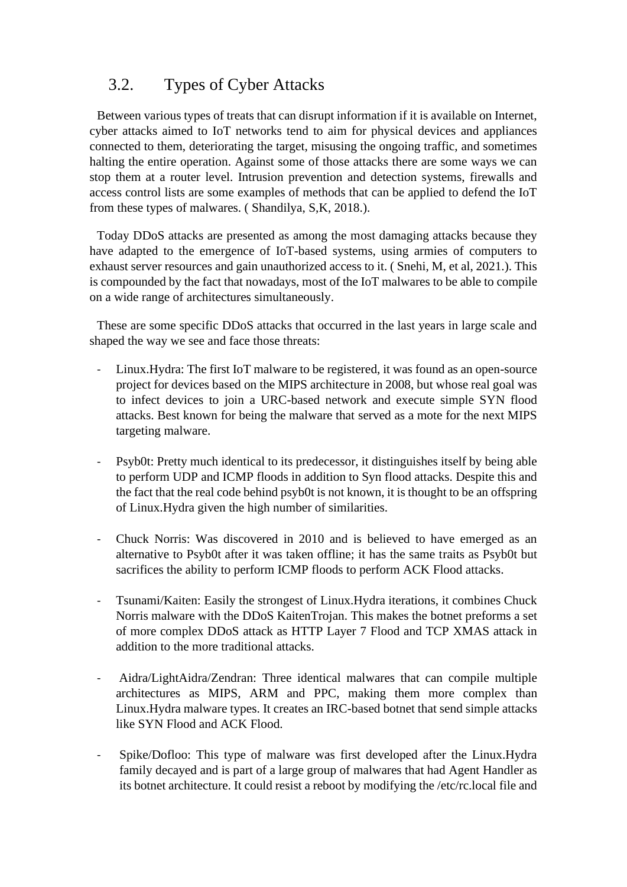## 3.2. Types of Cyber Attacks

Between various types of treats that can disrupt information if it is available on Internet, cyber attacks aimed to IoT networks tend to aim for physical devices and appliances connected to them, deteriorating the target, misusing the ongoing traffic, and sometimes halting the entire operation. Against some of those attacks there are some ways we can stop them at a router level. Intrusion prevention and detection systems, firewalls and access control lists are some examples of methods that can be applied to defend the IoT from these types of malwares. ( Shandilya, S,K, 2018.).

Today DDoS attacks are presented as among the most damaging attacks because they have adapted to the emergence of IoT-based systems, using armies of computers to exhaust server resources and gain unauthorized access to it. ( Snehi, M, et al, 2021.). This is compounded by the fact that nowadays, most of the IoT malwares to be able to compile on a wide range of architectures simultaneously.

These are some specific DDoS attacks that occurred in the last years in large scale and shaped the way we see and face those threats:

- Linux.Hydra: The first IoT malware to be registered, it was found as an open-source project for devices based on the MIPS architecture in 2008, but whose real goal was to infect devices to join a URC-based network and execute simple SYN flood attacks. Best known for being the malware that served as a mote for the next MIPS targeting malware.

- Psyb0t: Pretty much identical to its predecessor, it distinguishes itself by being able to perform UDP and ICMP floods in addition to Syn flood attacks. Despite this and the fact that the real code behind psyb0t is not known, it is thought to be an offspring of Linux.Hydra given the high number of similarities.

- Chuck Norris: Was discovered in 2010 and is believed to have emerged as an alternative to Psyb0t after it was taken offline; it has the same traits as Psyb0t but sacrifices the ability to perform ICMP floods to perform ACK Flood attacks.

- Tsunami/Kaiten: Easily the strongest of Linux.Hydra iterations, it combines Chuck Norris malware with the DDoS KaitenTrojan. This makes the botnet preforms a set of more complex DDoS attack as HTTP Layer 7 Flood and TCP XMAS attack in addition to the more traditional attacks.

- Aidra/LightAidra/Zendran: Three identical malwares that can compile multiple architectures as MIPS, ARM and PPC, making them more complex than Linux.Hydra malware types. It creates an IRC-based botnet that send simple attacks like SYN Flood and ACK Flood.

- Spike/Dofloo: This type of malware was first developed after the Linux.Hydra family decayed and is part of a large group of malwares that had Agent Handler as its botnet architecture. It could resist a reboot by modifying the /etc/rc.local file and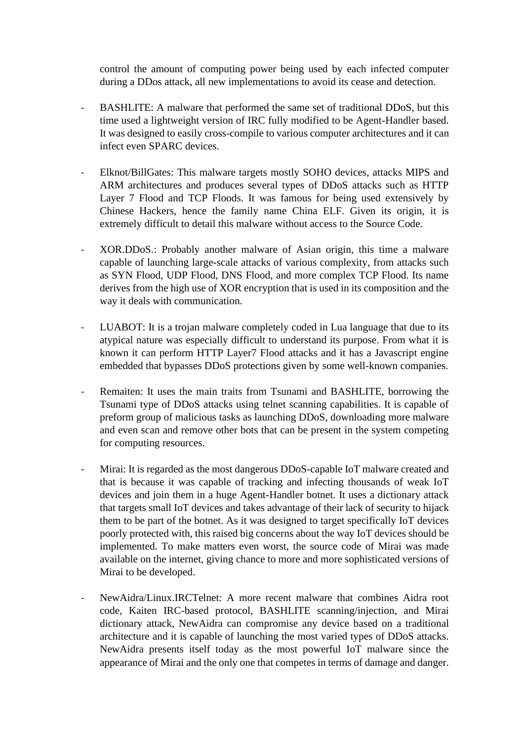control the amount of computing power being used by each infected computer during a DDos attack, all new implementations to avoid its cease and detection.

- BASHLITE: A malware that performed the same set of traditional DDoS, but this time used a lightweight version of IRC fully modified to be Agent-Handler based. It was designed to easily cross-compile to various computer architectures and it can infect even SPARC devices.

- Elknot/BillGates: This malware targets mostly SOHO devices, attacks MIPS and ARM architectures and produces several types of DDoS attacks such as HTTP Layer 7 Flood and TCP Floods. It was famous for being used extensively by Chinese Hackers, hence the family name China ELF. Given its origin, it is extremely difficult to detail this malware without access to the Source Code.

- XOR.DDoS.: Probably another malware of Asian origin, this time a malware capable of launching large-scale attacks of various complexity, from attacks such as SYN Flood, UDP Flood, DNS Flood, and more complex TCP Flood. Its name derives from the high use of XOR encryption that is used in its composition and the way it deals with communication.

- LUABOT: It is a trojan malware completely coded in Lua language that due to its atypical nature was especially difficult to understand its purpose. From what it is known it can perform HTTP Layer7 Flood attacks and it has a Javascript engine embedded that bypasses DDoS protections given by some well-known companies.

- Remaiten: It uses the main traits from Tsunami and BASHLITE, borrowing the Tsunami type of DDoS attacks using telnet scanning capabilities. It is capable of preform group of malicious tasks as launching DDoS, downloading more malware and even scan and remove other bots that can be present in the system competing for computing resources.

- Mirai: It is regarded as the most dangerous DDoS-capable IoT malware created and that is because it was capable of tracking and infecting thousands of weak IoT devices and join them in a huge Agent-Handler botnet. It uses a dictionary attack that targets small IoT devices and takes advantage of their lack of security to hijack them to be part of the botnet. As it was designed to target specifically IoT devices poorly protected with, this raised big concerns about the way IoT devices should be implemented. To make matters even worst, the source code of Mirai was made available on the internet, giving chance to more and more sophisticated versions of Mirai to be developed.

- NewAidra/Linux.IRCTelnet: A more recent malware that combines Aidra root code, Kaiten IRC-based protocol, BASHLITE scanning/injection, and Mirai dictionary attack, NewAidra can compromise any device based on a traditional architecture and it is capable of launching the most varied types of DDoS attacks. NewAidra presents itself today as the most powerful IoT malware since the appearance of Mirai and the only one that competes in terms of damage and danger.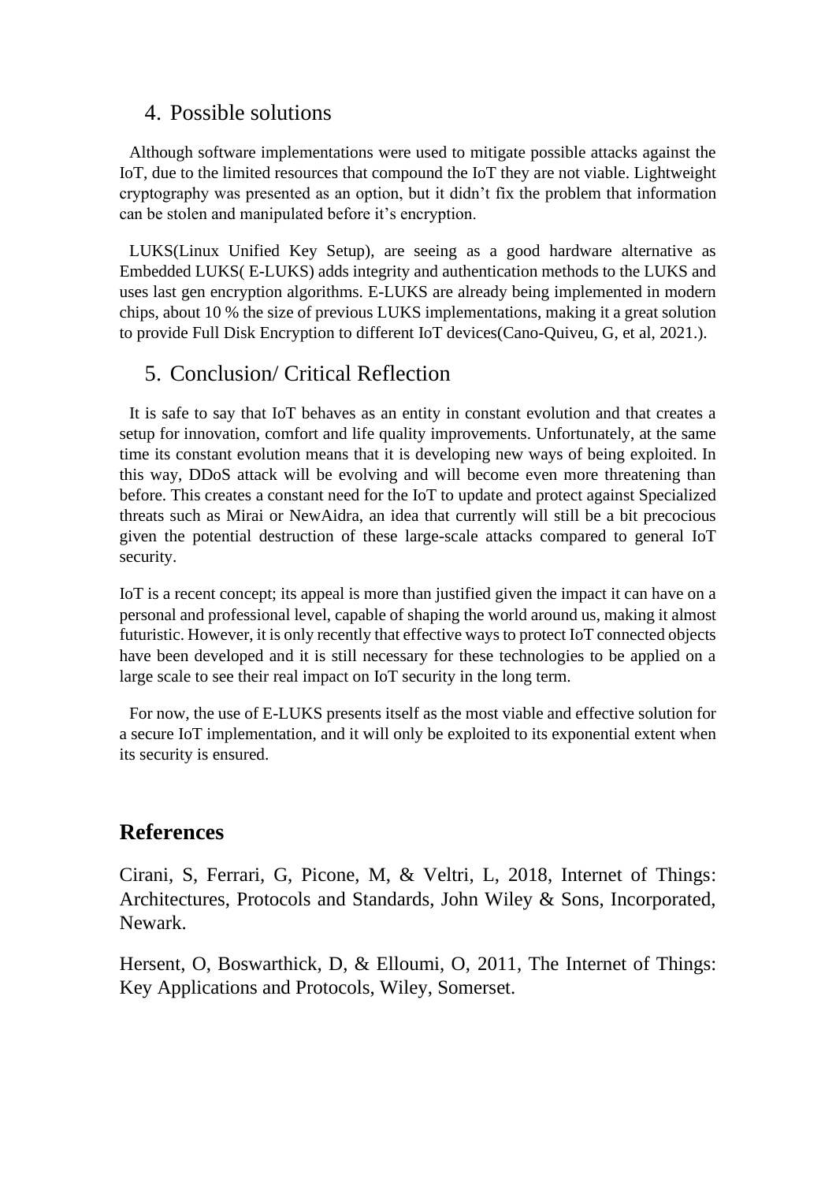## 4. Possible solutions

Although software implementations were used to mitigate possible attacks against the IoT, due to the limited resources that compound the IoT they are not viable. Lightweight cryptography was presented as an option, but it didn't fix the problem that information can be stolen and manipulated before it's encryption.

LUKS(Linux Unified Key Setup), are seeing as a good hardware alternative as Embedded LUKS( E-LUKS) adds integrity and authentication methods to the LUKS and uses last gen encryption algorithms. E-LUKS are already being implemented in modern chips, about 10 % the size of previous LUKS implementations, making it a great solution to provide Full Disk Encryption to different IoT devices(Cano-Quiveu, G, et al, 2021.).

## 5. Conclusion/ Critical Reflection

It is safe to say that IoT behaves as an entity in constant evolution and that creates a setup for innovation, comfort and life quality improvements. Unfortunately, at the same time its constant evolution means that it is developing new ways of being exploited. In this way, DDoS attack will be evolving and will become even more threatening than before. This creates a constant need for the IoT to update and protect against Specialized threats such as Mirai or NewAidra, an idea that currently will still be a bit precocious given the potential destruction of these large-scale attacks compared to general IoT security.

IoT is a recent concept; its appeal is more than justified given the impact it can have on a personal and professional level, capable of shaping the world around us, making it almost futuristic. However, it is only recently that effective ways to protect IoT connected objects have been developed and it is still necessary for these technologies to be applied on a large scale to see their real impact on IoT security in the long term.

For now, the use of E-LUKS presents itself as the most viable and effective solution for a secure IoT implementation, and it will only be exploited to its exponential extent when its security is ensured.

# References

Cirani, S, Ferrari, G, Picone, M, & Veltri, L, 2018, Internet of Things: Architectures, Protocols and Standards, John Wiley & Sons, Incorporated, Newark.

Hersent, O, Boswarthick, D, & Elloumi, O, 2011, The Internet of Things: Key Applications and Protocols, Wiley, Somerset.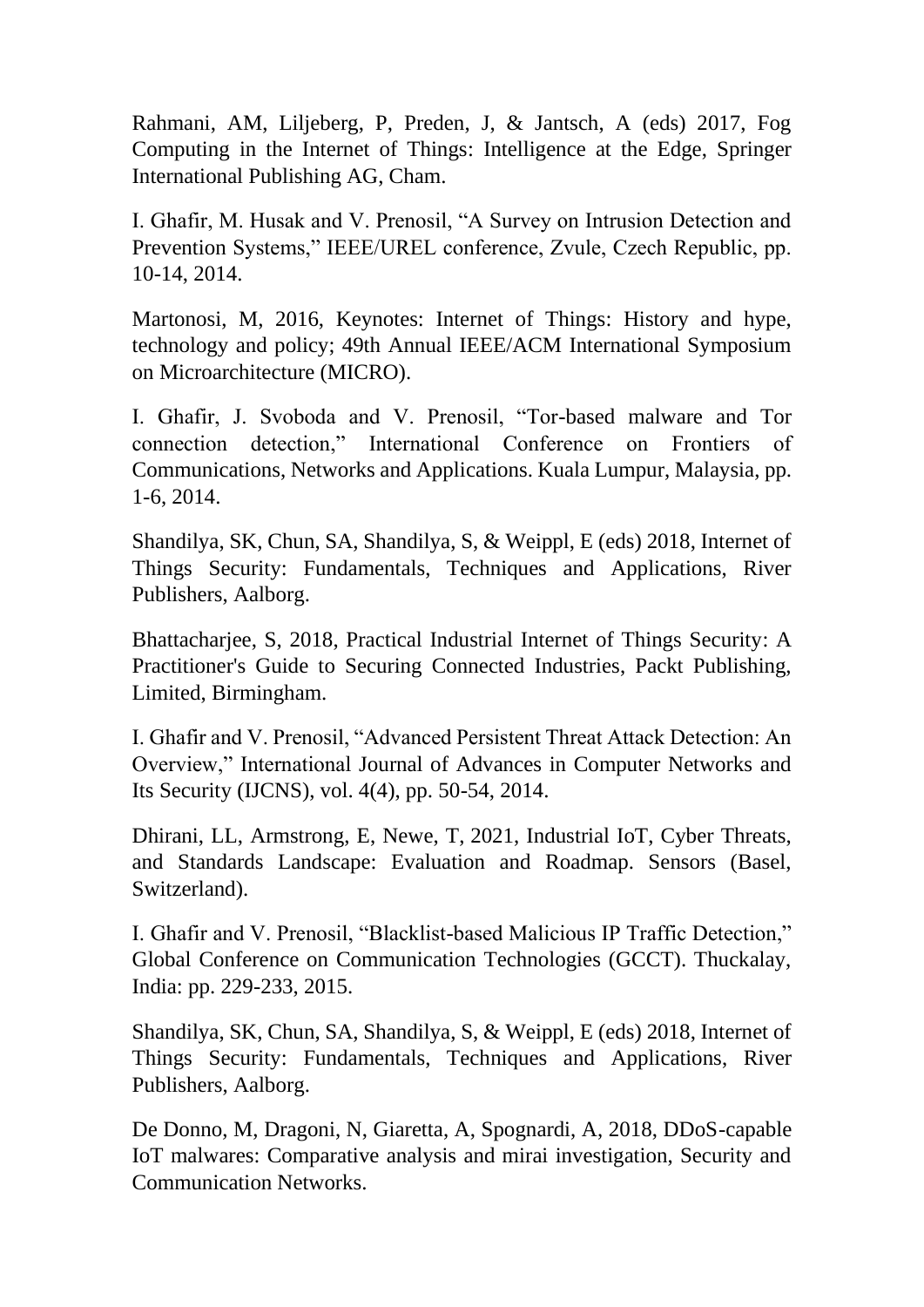Rahmani, AM, Liljeberg, P, Preden, J, & Jantsch, A (eds) 2017, Fog Computing in the Internet of Things: Intelligence at the Edge, Springer International Publishing AG, Cham.

I. Ghafir, M. Husak and V. Prenosil, "A Survey on Intrusion Detection and Prevention Systems," IEEE/UREL conference, Zvule, Czech Republic, pp. 10-14, 2014.

Martonosi, M, 2016, Keynotes: Internet of Things: History and hype, technology and policy; 49th Annual IEEE/ACM International Symposium on Microarchitecture (MICRO).

I. Ghafir, J. Svoboda and V. Prenosil, "Tor-based malware and Tor connection detection," International Conference on Frontiers of Communications, Networks and Applications. Kuala Lumpur, Malaysia, pp. 1-6, 2014.

Shandilya, SK, Chun, SA, Shandilya, S, & Weippl, E (eds) 2018, Internet of Things Security: Fundamentals, Techniques and Applications, River Publishers, Aalborg.

Bhattacharjee, S, 2018, Practical Industrial Internet of Things Security: A Practitioner's Guide to Securing Connected Industries, Packt Publishing, Limited, Birmingham.

I. Ghafir and V. Prenosil, "Advanced Persistent Threat Attack Detection: An Overview," International Journal of Advances in Computer Networks and Its Security (IJCNS), vol. 4(4), pp. 50-54, 2014.

Dhirani, LL, Armstrong, E, Newe, T, 2021, Industrial IoT, Cyber Threats, and Standards Landscape: Evaluation and Roadmap. Sensors (Basel, Switzerland).

I. Ghafir and V. Prenosil, "Blacklist-based Malicious IP Traffic Detection," Global Conference on Communication Technologies (GCCT). Thuckalay, India: pp. 229-233, 2015.

Shandilya, SK, Chun, SA, Shandilya, S, & Weippl, E (eds) 2018, Internet of Things Security: Fundamentals, Techniques and Applications, River Publishers, Aalborg.

De Donno, M, Dragoni, N, Giaretta, A, Spognardi, A, 2018, DDoS-capable IoT malwares: Comparative analysis and mirai investigation, Security and Communication Networks.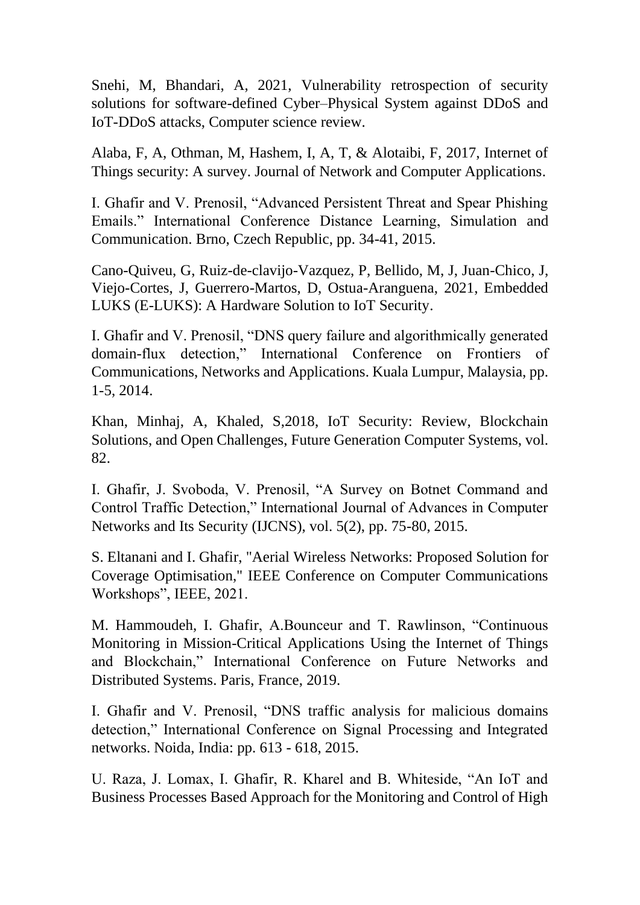Snehi, M, Bhandari, A, 2021, Vulnerability retrospection of security solutions for software-defined Cyber–Physical System against DDoS and IoT-DDoS attacks, Computer science review.

Alaba, F, A, Othman, M, Hashem, I, A, T, & Alotaibi, F, 2017, Internet of Things security: A survey. Journal of Network and Computer Applications.

I. Ghafir and V. Prenosil, "Advanced Persistent Threat and Spear Phishing Emails." International Conference Distance Learning, Simulation and Communication. Brno, Czech Republic, pp. 34-41, 2015.

Cano-Quiveu, G, Ruiz-de-clavijo-Vazquez, P, Bellido, M, J, Juan-Chico, J, Viejo-Cortes, J, Guerrero-Martos, D, Ostua-Aranguena, 2021, Embedded LUKS (E-LUKS): A Hardware Solution to IoT Security.

I. Ghafir and V. Prenosil, "DNS query failure and algorithmically generated domain-flux detection," International Conference on Frontiers of Communications, Networks and Applications. Kuala Lumpur, Malaysia, pp. 1-5, 2014.

Khan, Minhaj, A, Khaled, S,2018, IoT Security: Review, Blockchain Solutions, and Open Challenges, Future Generation Computer Systems, vol. 82.

I. Ghafir, J. Svoboda, V. Prenosil, "A Survey on Botnet Command and Control Traffic Detection," International Journal of Advances in Computer Networks and Its Security (IJCNS), vol. 5(2), pp. 75-80, 2015.

S. Eltanani and I. Ghafir, "Aerial Wireless Networks: Proposed Solution for Coverage Optimisation," IEEE Conference on Computer Communications Workshops", IEEE, 2021.

M. Hammoudeh, I. Ghafir, A.Bounceur and T. Rawlinson, "Continuous Monitoring in Mission-Critical Applications Using the Internet of Things and Blockchain," International Conference on Future Networks and Distributed Systems. Paris, France, 2019.

I. Ghafir and V. Prenosil, "DNS traffic analysis for malicious domains detection," International Conference on Signal Processing and Integrated networks. Noida, India: pp. 613 - 618, 2015.

U. Raza, J. Lomax, I. Ghafir, R. Kharel and B. Whiteside, "An IoT and Business Processes Based Approach for the Monitoring and Control of High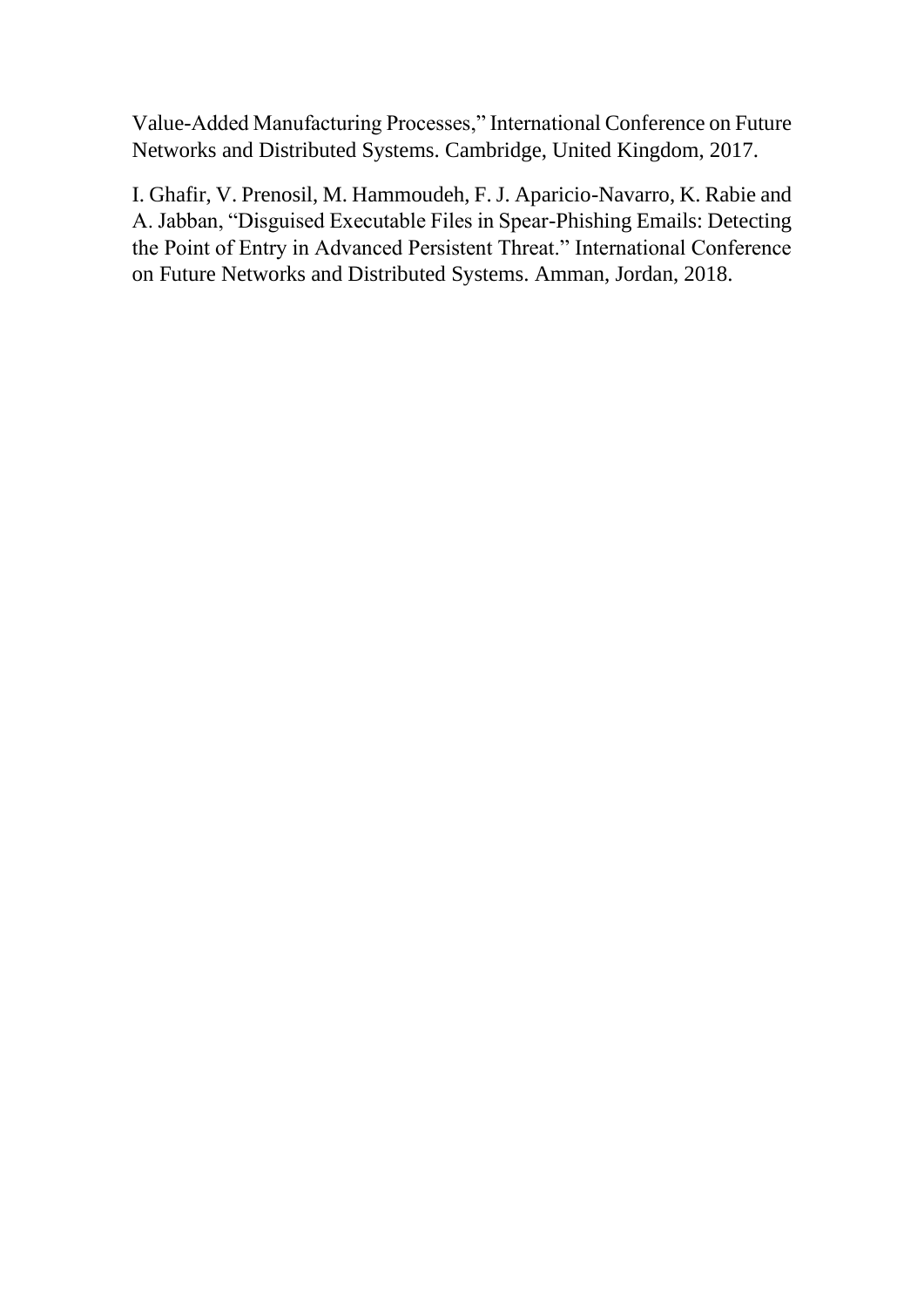Value-Added Manufacturing Processes," International Conference on Future Networks and Distributed Systems. Cambridge, United Kingdom, 2017.

I. Ghafir, V. Prenosil, M. Hammoudeh, F. J. Aparicio-Navarro, K. Rabie and A. Jabban, "Disguised Executable Files in Spear-Phishing Emails: Detecting the Point of Entry in Advanced Persistent Threat." International Conference on Future Networks and Distributed Systems. Amman, Jordan, 2018.